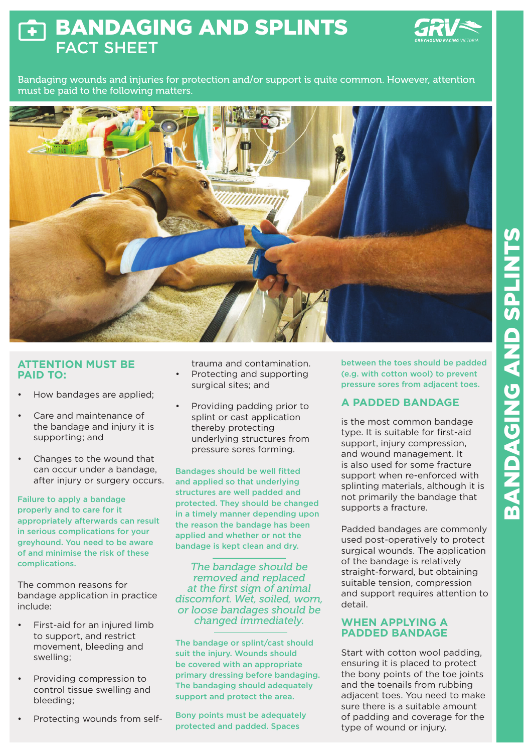# BANDAGING AND SPLINTS
## FACT SHEET

Bandaging wounds and injuries for protection and/or support is quite common. However, attention must be paid to the following matters.

## ATTENTION MUST BE PAID TO:

- How bandages are applied;
- Care and maintenance of the bandage and injury it is supporting; and
- Changes to the wound that can occur under a bandage, after injury or surgery occurs.

**Failure to apply a bandage properly and to care for it appropriately afterwards can result in serious complications for your greyhound. You need to be aware of and minimise the risk of these complications.**

The common reasons for bandage application in practice include:

- First-aid for an injured limb to support, and restrict movement, bleeding and swelling;
- Providing compression to control tissue swelling and bleeding;
- Protecting wounds from self-trauma and contamination.
- Protecting and supporting surgical sites; and
- Providing padding prior to splint or cast application thereby protecting underlying structures from pressure sores forming.

**Bandages should be well fitted and applied so that underlying structures are well padded and protected. They should be changed in a timely manner depending upon the reason the bandage has been applied and whether or not the bandage is kept clean and dry.**

*The bandage should be removed and replaced at the first sign of animal discomfort. Wet, soiled, worn, or loose bandages should be changed immediately.*

**The bandage or splint/cast should suit the injury. Wounds should be covered with an appropriate primary dressing before bandaging. The bandaging should adequately support and protect the area.**

**Bony points must be adequately protected and padded. Spaces between the toes should be padded (e.g. with cotton wool) to prevent pressure sores from adjacent toes.**

## A PADDED BANDAGE

is the most common bandage type. It is suitable for first-aid support, injury compression, and wound management. It is also used for some fracture support when re-enforced with splinting materials, although it is not primarily the bandage that supports a fracture.

Padded bandages are commonly used post-operatively to protect surgical wounds. The application of the bandage is relatively straight-forward, but obtaining suitable tension, compression and support requires attention to detail.

## WHEN APPLYING A PADDED BANDAGE

Start with cotton wool padding, ensuring it is placed to protect the bony points of the toe joints and the toenails from rubbing adjacent toes. You need to make sure there is a suitable amount of padding and coverage for the type of wound or injury.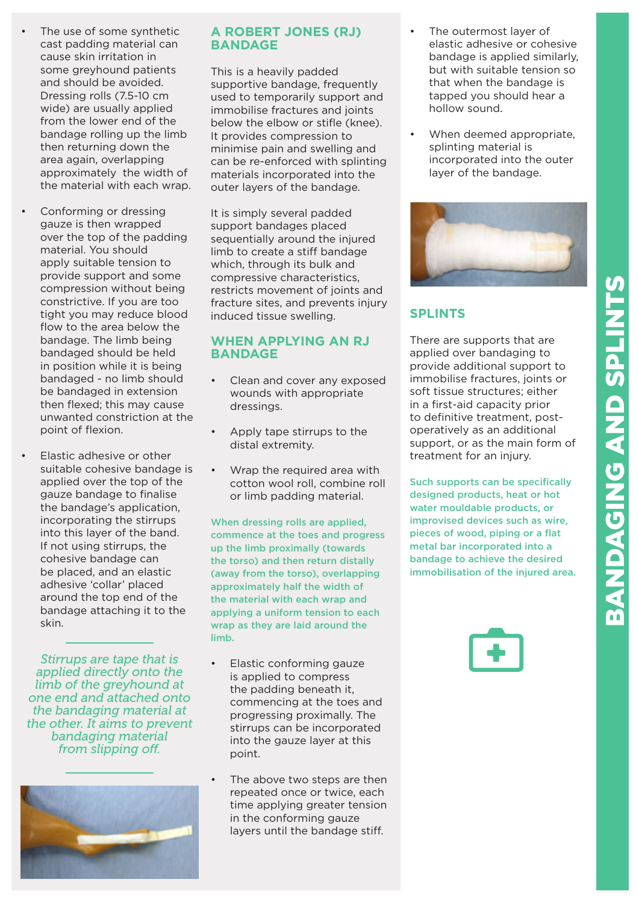- The use of some synthetic cast padding material can cause skin irritation in some greyhound patients and should be avoided. Dressing rolls (7.5-10 cm wide) are usually applied from the lower end of the bandage rolling up the limb then returning down the area again, overlapping approximately the width of the material with each wrap.
- Conforming or dressing gauze is then wrapped over the top of the padding material. You should apply suitable tension to provide support and some compression without being constrictive. If you are too tight you may reduce blood flow to the area below the bandage. The limb being bandaged should be held in position while it is being bandaged - no limb should be bandaged in extension then flexed; this may cause unwanted constriction at the point of flexion.
- Elastic adhesive or other suitable cohesive bandage is applied over the top of the gauze bandage to finalise the bandage's application, incorporating the stirrups into this layer of the band. If not using stirrups, the cohesive bandage can be placed, and an elastic adhesive 'collar' placed around the top end of the bandage attaching it to the skin.

*Stirrups are tape that is applied directly onto the limb of the greyhound at one end and attached onto the bandaging material at the other. It aims to prevent bandaging material from slipping off.*

## A ROBERT JONES (RJ) BANDAGE

This is a heavily padded supportive bandage, frequently used to temporarily support and immobilise fractures and joints below the elbow or stifle (knee). It provides compression to minimise pain and swelling and can be re-enforced with splinting materials incorporated into the outer layers of the bandage.

It is simply several padded support bandages placed sequentially around the injured limb to create a stiff bandage which, through its bulk and compressive characteristics, restricts movement of joints and fracture sites, and prevents injury induced tissue swelling.

## WHEN APPLYING AN RJ BANDAGE

- Clean and cover any exposed wounds with appropriate dressings.
- Apply tape stirrups to the distal extremity.
- Wrap the required area with cotton wool roll, combine roll or limb padding material.

**When dressing rolls are applied, commence at the toes and progress up the limb proximally (towards the torso) and then return distally (away from the torso), overlapping approximately half the width of the material with each wrap and applying a uniform tension to each wrap as they are laid around the limb.**

- Elastic conforming gauze is applied to compress the padding beneath it, commencing at the toes and progressing proximally. The stirrups can be incorporated into the gauze layer at this point.
- The above two steps are then repeated once or twice, each time applying greater tension in the conforming gauze layers until the bandage stiff.
- The outermost layer of elastic adhesive or cohesive bandage is applied similarly, but with suitable tension so that when the bandage is tapped you should hear a hollow sound.
- When deemed appropriate, splinting material is incorporated into the outer layer of the bandage.

## SPLINTS

There are supports that are applied over bandaging to provide additional support to immobilise fractures, joints or soft tissue structures; either in a first-aid capacity prior to definitive treatment, post-operatively as an additional support, or as the main form of treatment for an injury.

**Such supports can be specifically designed products, heat or hot water mouldable products, or improvised devices such as wire, pieces of wood, piping or a flat metal bar incorporated into a bandage to achieve the desired immobilisation of the injured area.**